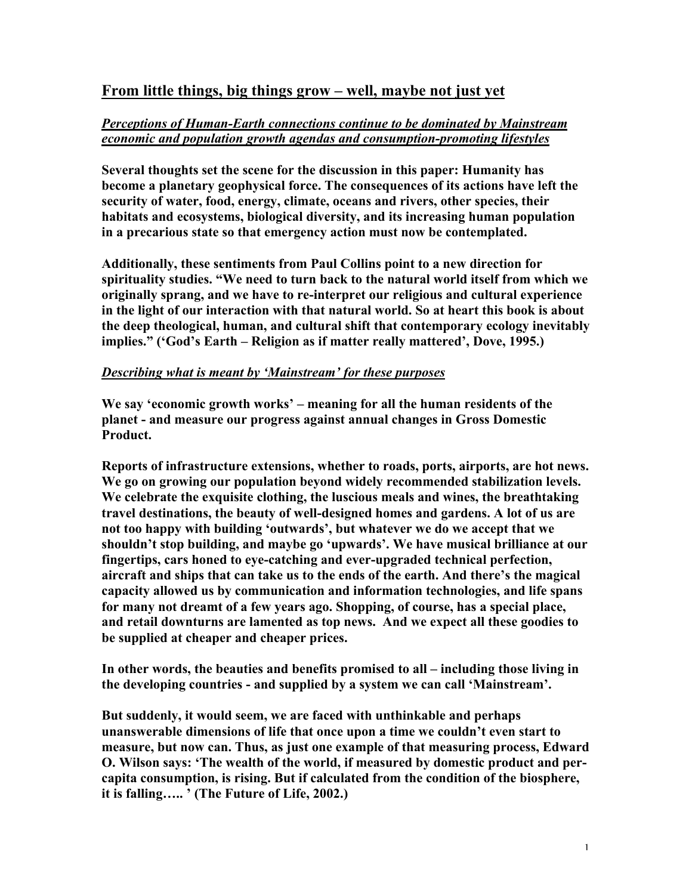# From little things, big things grow – well, maybe not just yet

***Perceptions of Human-Earth connections continue to be dominated by Mainstream economic and population growth agendas and consumption-promoting lifestyles***

**Several thoughts set the scene for the discussion in this paper: Humanity has become a planetary geophysical force. The consequences of its actions have left the security of water, food, energy, climate, oceans and rivers, other species, their habitats and ecosystems, biological diversity, and its increasing human population in a precarious state so that emergency action must now be contemplated.**

**Additionally, these sentiments from Paul Collins point to a new direction for spirituality studies. "We need to turn back to the natural world itself from which we originally sprang, and we have to re-interpret our religious and cultural experience in the light of our interaction with that natural world. So at heart this book is about the deep theological, human, and cultural shift that contemporary ecology inevitably implies." ('God's Earth – Religion as if matter really mattered', Dove, 1995.)**

***Describing what is meant by 'Mainstream' for these purposes***

**We say 'economic growth works' – meaning for all the human residents of the planet - and measure our progress against annual changes in Gross Domestic Product.**

**Reports of infrastructure extensions, whether to roads, ports, airports, are hot news. We go on growing our population beyond widely recommended stabilization levels. We celebrate the exquisite clothing, the luscious meals and wines, the breathtaking travel destinations, the beauty of well-designed homes and gardens. A lot of us are not too happy with building 'outwards', but whatever we do we accept that we shouldn't stop building, and maybe go 'upwards'. We have musical brilliance at our fingertips, cars honed to eye-catching and ever-upgraded technical perfection, aircraft and ships that can take us to the ends of the earth. And there's the magical capacity allowed us by communication and information technologies, and life spans for many not dreamt of a few years ago. Shopping, of course, has a special place, and retail downturns are lamented as top news. And we expect all these goodies to be supplied at cheaper and cheaper prices.**

**In other words, the beauties and benefits promised to all – including those living in the developing countries - and supplied by a system we can call 'Mainstream'.**

**But suddenly, it would seem, we are faced with unthinkable and perhaps unanswerable dimensions of life that once upon a time we couldn't even start to measure, but now can. Thus, as just one example of that measuring process, Edward O. Wilson says: 'The wealth of the world, if measured by domestic product and per-capita consumption, is rising. But if calculated from the condition of the biosphere, it is falling….. ' (The Future of Life, 2002.)**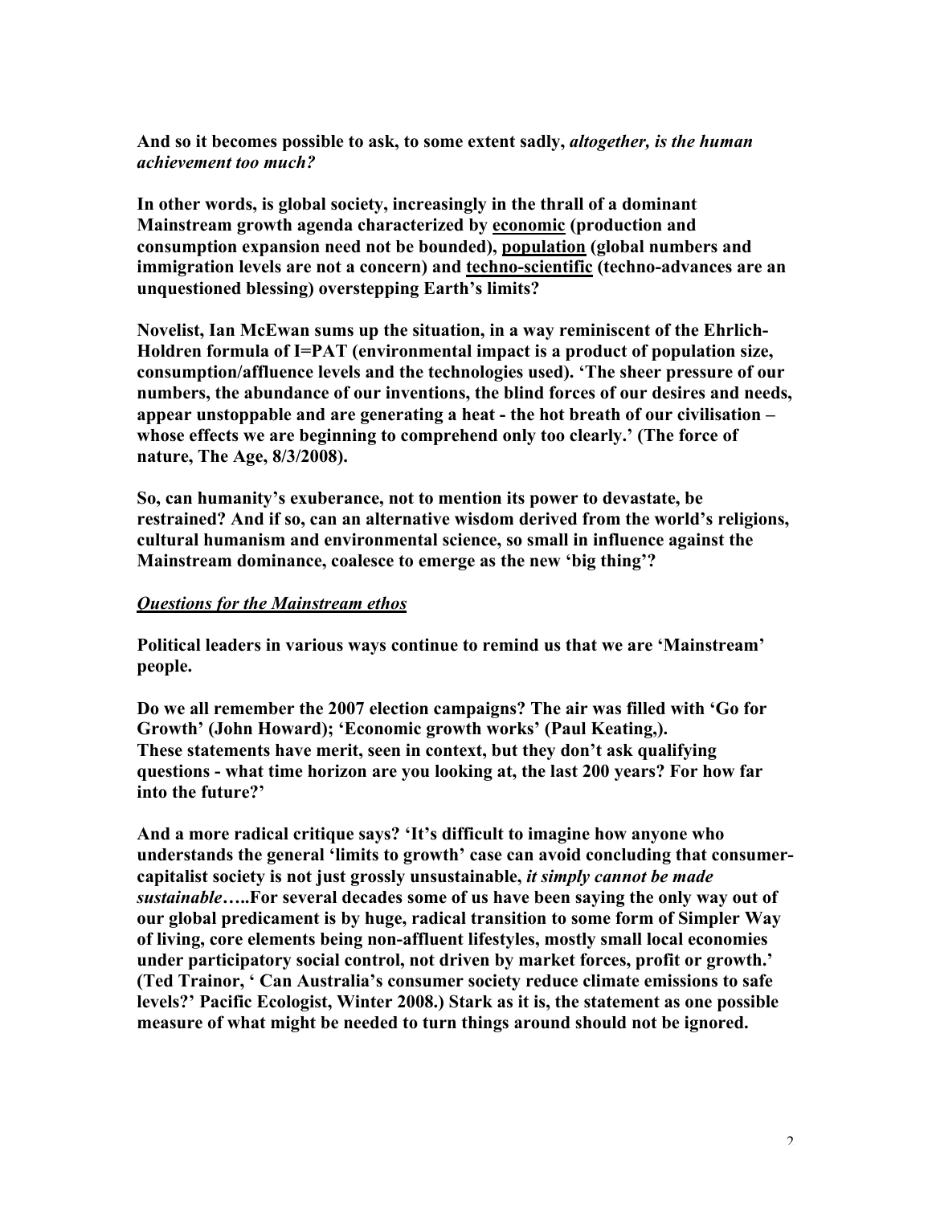**And so it becomes possible to ask, to some extent sadly, *altogether, is the human achievement too much?***

**In other words, is global society, increasingly in the thrall of a dominant Mainstream growth agenda characterized by <u>economic</u> (production and consumption expansion need not be bounded), <u>population</u> (global numbers and immigration levels are not a concern) and <u>techno-scientific</u> (techno-advances are an unquestioned blessing) overstepping Earth's limits?**

**Novelist, Ian McEwan sums up the situation, in a way reminiscent of the Ehrlich-Holdren formula of I=PAT (environmental impact is a product of population size, consumption/affluence levels and the technologies used). 'The sheer pressure of our numbers, the abundance of our inventions, the blind forces of our desires and needs, appear unstoppable and are generating a heat - the hot breath of our civilisation – whose effects we are beginning to comprehend only too clearly.' (The force of nature, The Age, 8/3/2008).**

**So, can humanity's exuberance, not to mention its power to devastate, be restrained? And if so, can an alternative wisdom derived from the world's religions, cultural humanism and environmental science, so small in influence against the Mainstream dominance, coalesce to emerge as the new 'big thing'?**

***<u>Questions for the Mainstream ethos</u>***

**Political leaders in various ways continue to remind us that we are 'Mainstream' people.**

**Do we all remember the 2007 election campaigns? The air was filled with 'Go for Growth' (John Howard); 'Economic growth works' (Paul Keating,). These statements have merit, seen in context, but they don't ask qualifying questions - what time horizon are you looking at, the last 200 years? For how far into the future?'**

**And a more radical critique says? 'It's difficult to imagine how anyone who understands the general 'limits to growth' case can avoid concluding that consumer-capitalist society is not just grossly unsustainable, *it simply cannot be made sustainable*…..For several decades some of us have been saying the only way out of our global predicament is by huge, radical transition to some form of Simpler Way of living, core elements being non-affluent lifestyles, mostly small local economies under participatory social control, not driven by market forces, profit or growth.' (Ted Trainor, ' Can Australia's consumer society reduce climate emissions to safe levels?' Pacific Ecologist, Winter 2008.) Stark as it is, the statement as one possible measure of what might be needed to turn things around should not be ignored.**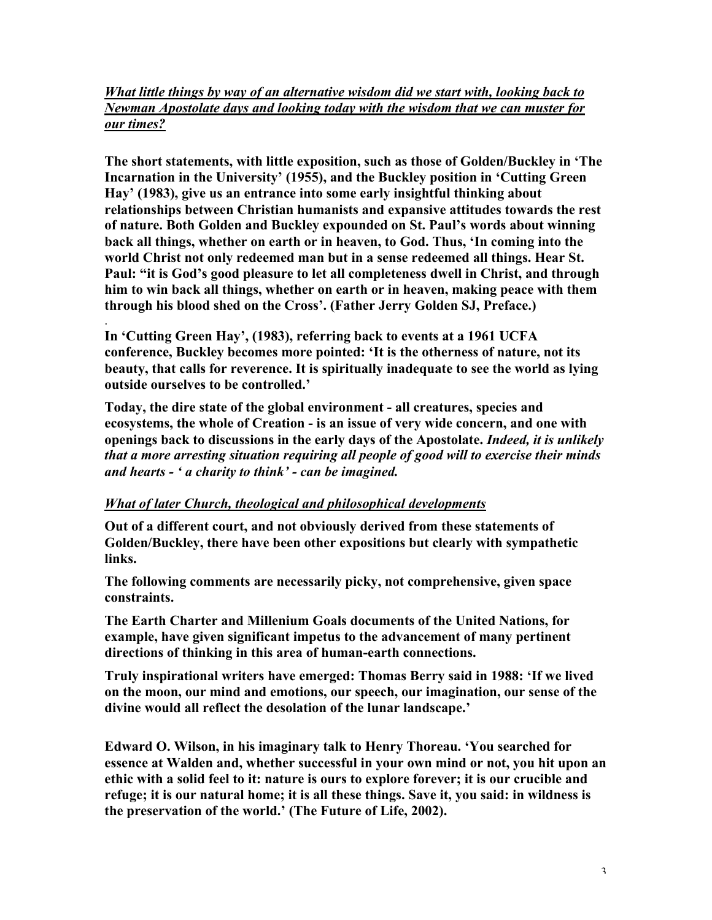***What little things by way of an alternative wisdom did we start with, looking back to Newman Apostolate days and looking today with the wisdom that we can muster for our times?***

**The short statements, with little exposition, such as those of Golden/Buckley in 'The Incarnation in the University' (1955), and the Buckley position in 'Cutting Green Hay' (1983), give us an entrance into some early insightful thinking about relationships between Christian humanists and expansive attitudes towards the rest of nature. Both Golden and Buckley expounded on St. Paul's words about winning back all things, whether on earth or in heaven, to God. Thus, 'In coming into the world Christ not only redeemed man but in a sense redeemed all things. Hear St. Paul: "it is God's good pleasure to let all completeness dwell in Christ, and through him to win back all things, whether on earth or in heaven, making peace with them through his blood shed on the Cross'. (Father Jerry Golden SJ, Preface.)**

**In 'Cutting Green Hay', (1983), referring back to events at a 1961 UCFA conference, Buckley becomes more pointed: 'It is the otherness of nature, not its beauty, that calls for reverence. It is spiritually inadequate to see the world as lying outside ourselves to be controlled.'**

**Today, the dire state of the global environment - all creatures, species and ecosystems, the whole of Creation - is an issue of very wide concern, and one with openings back to discussions in the early days of the Apostolate. *Indeed, it is unlikely that a more arresting situation requiring all people of good will to exercise their minds and hearts - ' a charity to think' - can be imagined.***

***What of later Church, theological and philosophical developments***

**Out of a different court, and not obviously derived from these statements of Golden/Buckley, there have been other expositions but clearly with sympathetic links.**

**The following comments are necessarily picky, not comprehensive, given space constraints.**

**The Earth Charter and Millenium Goals documents of the United Nations, for example, have given significant impetus to the advancement of many pertinent directions of thinking in this area of human-earth connections.**

**Truly inspirational writers have emerged: Thomas Berry said in 1988: 'If we lived on the moon, our mind and emotions, our speech, our imagination, our sense of the divine would all reflect the desolation of the lunar landscape.'**

**Edward O. Wilson, in his imaginary talk to Henry Thoreau. 'You searched for essence at Walden and, whether successful in your own mind or not, you hit upon an ethic with a solid feel to it: nature is ours to explore forever; it is our crucible and refuge; it is our natural home; it is all these things. Save it, you said: in wildness is the preservation of the world.' (The Future of Life, 2002).**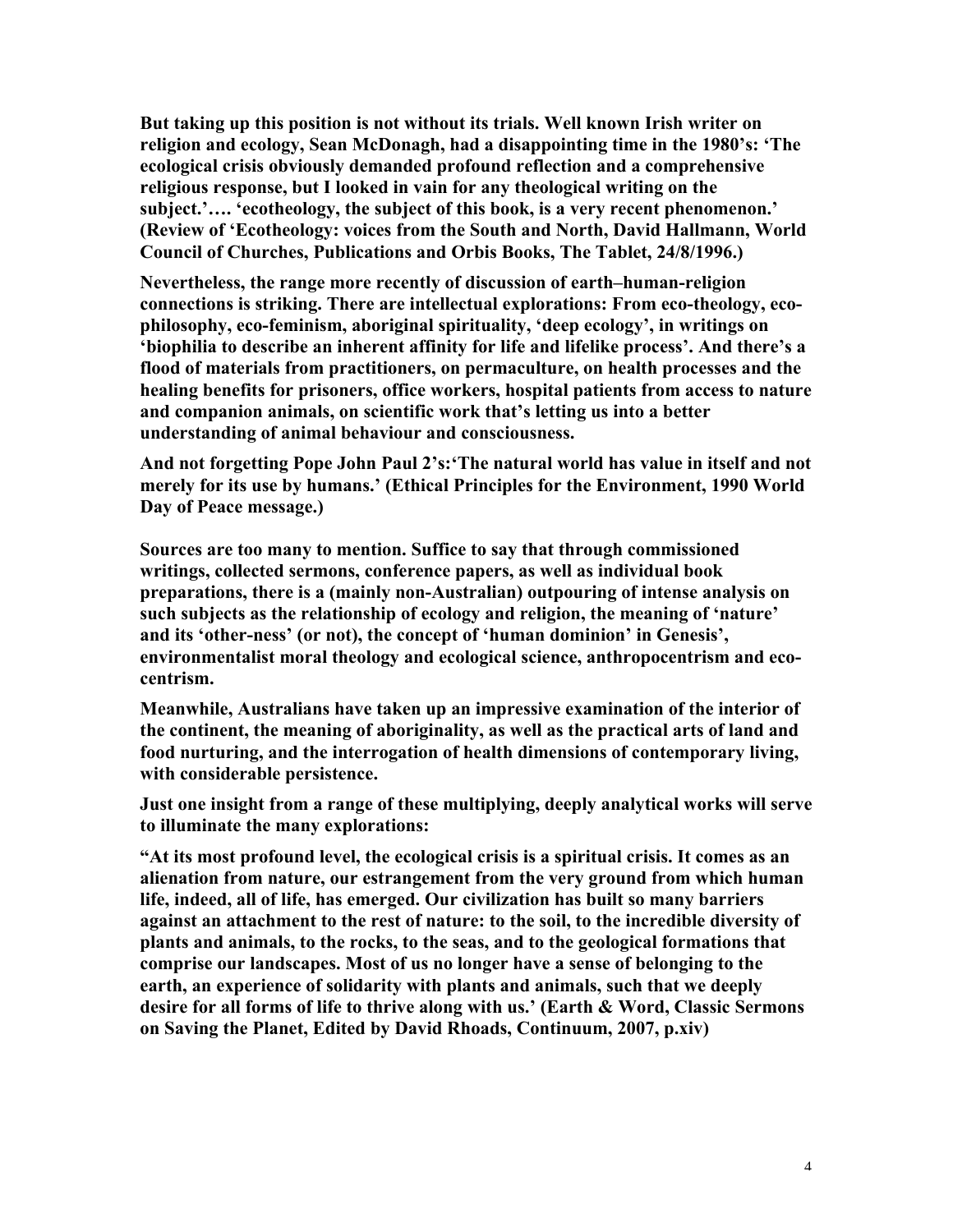**But taking up this position is not without its trials. Well known Irish writer on religion and ecology, Sean McDonagh, had a disappointing time in the 1980's: 'The ecological crisis obviously demanded profound reflection and a comprehensive religious response, but I looked in vain for any theological writing on the subject.'…. 'ecotheology, the subject of this book, is a very recent phenomenon.' (Review of 'Ecotheology: voices from the South and North, David Hallmann, World Council of Churches, Publications and Orbis Books, The Tablet, 24/8/1996.)**

**Nevertheless, the range more recently of discussion of earth–human-religion connections is striking. There are intellectual explorations: From eco-theology, eco-philosophy, eco-feminism, aboriginal spirituality, 'deep ecology', in writings on 'biophilia to describe an inherent affinity for life and lifelike process'. And there's a flood of materials from practitioners, on permaculture, on health processes and the healing benefits for prisoners, office workers, hospital patients from access to nature and companion animals, on scientific work that's letting us into a better understanding of animal behaviour and consciousness.**

**And not forgetting Pope John Paul 2's:'The natural world has value in itself and not merely for its use by humans.' (Ethical Principles for the Environment, 1990 World Day of Peace message.)**

**Sources are too many to mention. Suffice to say that through commissioned writings, collected sermons, conference papers, as well as individual book preparations, there is a (mainly non-Australian) outpouring of intense analysis on such subjects as the relationship of ecology and religion, the meaning of 'nature' and its 'other-ness' (or not), the concept of 'human dominion' in Genesis', environmentalist moral theology and ecological science, anthropocentrism and eco-centrism.**

**Meanwhile, Australians have taken up an impressive examination of the interior of the continent, the meaning of aboriginality, as well as the practical arts of land and food nurturing, and the interrogation of health dimensions of contemporary living, with considerable persistence.**

**Just one insight from a range of these multiplying, deeply analytical works will serve to illuminate the many explorations:**

**"At its most profound level, the ecological crisis is a spiritual crisis. It comes as an alienation from nature, our estrangement from the very ground from which human life, indeed, all of life, has emerged. Our civilization has built so many barriers against an attachment to the rest of nature: to the soil, to the incredible diversity of plants and animals, to the rocks, to the seas, and to the geological formations that comprise our landscapes. Most of us no longer have a sense of belonging to the earth, an experience of solidarity with plants and animals, such that we deeply desire for all forms of life to thrive along with us.' (Earth & Word, Classic Sermons on Saving the Planet, Edited by David Rhoads, Continuum, 2007, p.xiv)**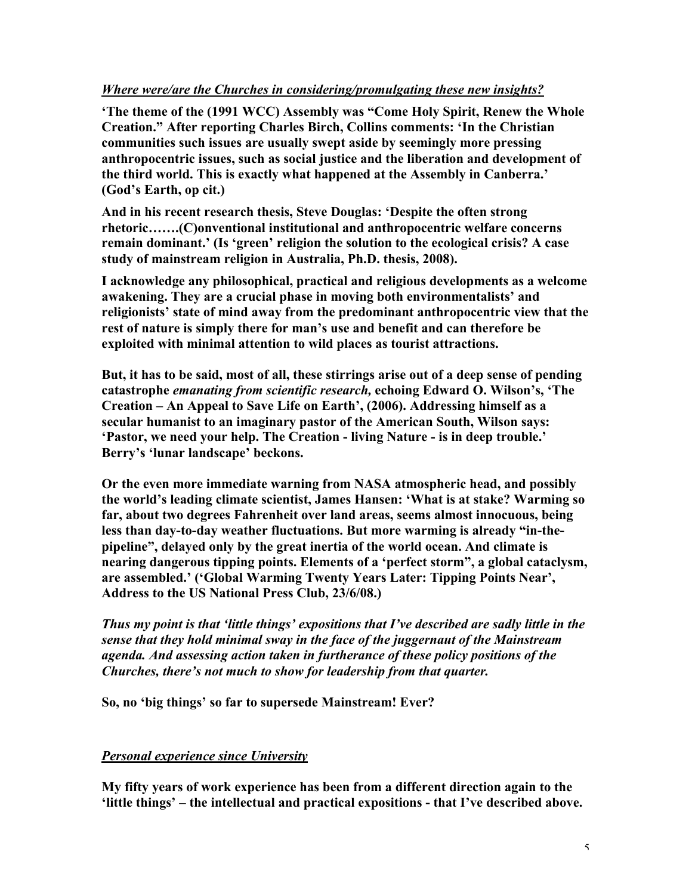***Where were/are the Churches in considering/promulgating these new insights?***

**'The theme of the (1991 WCC) Assembly was "Come Holy Spirit, Renew the Whole Creation." After reporting Charles Birch, Collins comments: 'In the Christian communities such issues are usually swept aside by seemingly more pressing anthropocentric issues, such as social justice and the liberation and development of the third world. This is exactly what happened at the Assembly in Canberra.' (God's Earth, op cit.)**

**And in his recent research thesis, Steve Douglas: 'Despite the often strong rhetoric…….(C)onventional institutional and anthropocentric welfare concerns remain dominant.' (Is 'green' religion the solution to the ecological crisis? A case study of mainstream religion in Australia, Ph.D. thesis, 2008).**

**I acknowledge any philosophical, practical and religious developments as a welcome awakening. They are a crucial phase in moving both environmentalists' and religionists' state of mind away from the predominant anthropocentric view that the rest of nature is simply there for man's use and benefit and can therefore be exploited with minimal attention to wild places as tourist attractions.**

**But, it has to be said, most of all, these stirrings arise out of a deep sense of pending catastrophe *emanating from scientific research,* echoing Edward O. Wilson's, 'The Creation – An Appeal to Save Life on Earth', (2006). Addressing himself as a secular humanist to an imaginary pastor of the American South, Wilson says: 'Pastor, we need your help. The Creation - living Nature - is in deep trouble.' Berry's 'lunar landscape' beckons.**

**Or the even more immediate warning from NASA atmospheric head, and possibly the world's leading climate scientist, James Hansen: 'What is at stake? Warming so far, about two degrees Fahrenheit over land areas, seems almost innocuous, being less than day-to-day weather fluctuations. But more warming is already "in-the-pipeline", delayed only by the great inertia of the world ocean. And climate is nearing dangerous tipping points. Elements of a 'perfect storm", a global cataclysm, are assembled.' ('Global Warming Twenty Years Later: Tipping Points Near', Address to the US National Press Club, 23/6/08.)**

***Thus my point is that 'little things' expositions that I've described are sadly little in the sense that they hold minimal sway in the face of the juggernaut of the Mainstream agenda. And assessing action taken in furtherance of these policy positions of the Churches, there's not much to show for leadership from that quarter.***

**So, no 'big things' so far to supersede Mainstream! Ever?**

***Personal experience since University***

**My fifty years of work experience has been from a different direction again to the 'little things' – the intellectual and practical expositions - that I've described above.**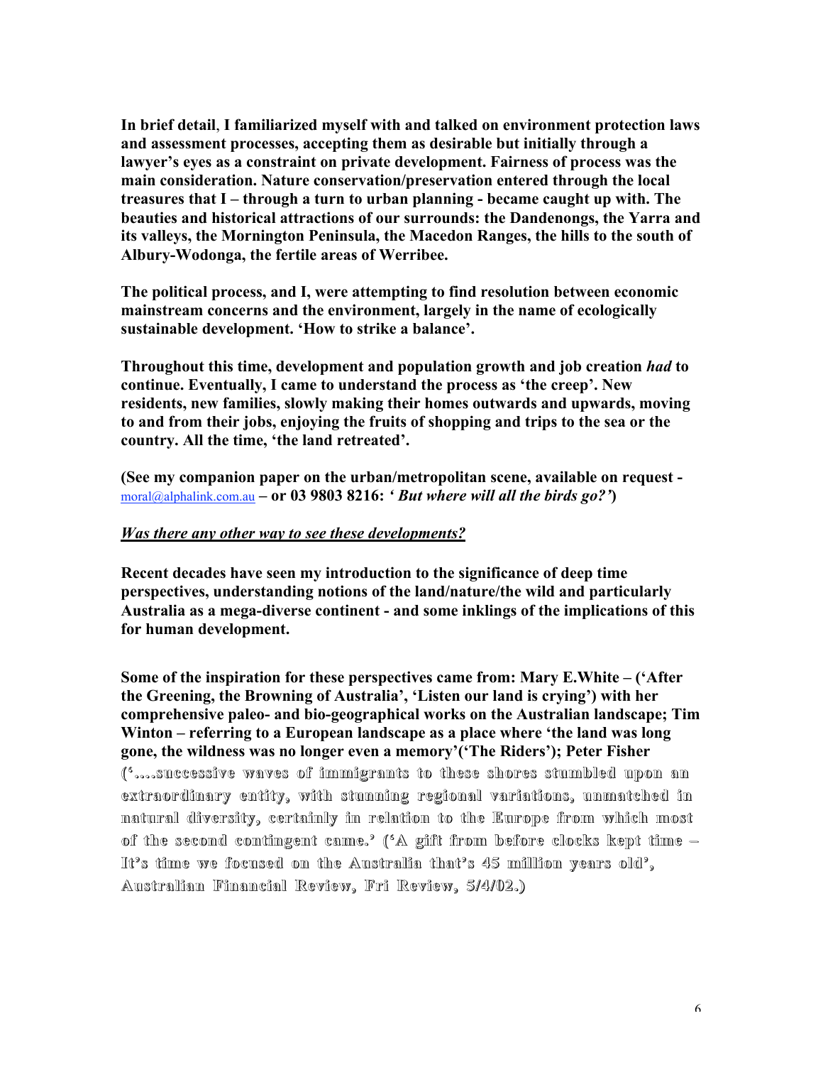**In brief detail, I familiarized myself with and talked on environment protection laws and assessment processes, accepting them as desirable but initially through a lawyer's eyes as a constraint on private development. Fairness of process was the main consideration. Nature conservation/preservation entered through the local treasures that I – through a turn to urban planning - became caught up with. The beauties and historical attractions of our surrounds: the Dandenongs, the Yarra and its valleys, the Mornington Peninsula, the Macedon Ranges, the hills to the south of Albury-Wodonga, the fertile areas of Werribee.**

**The political process, and I, were attempting to find resolution between economic mainstream concerns and the environment, largely in the name of ecologically sustainable development. 'How to strike a balance'.**

**Throughout this time, development and population growth and job creation *had* to continue. Eventually, I came to understand the process as 'the creep'. New residents, new families, slowly making their homes outwards and upwards, moving to and from their jobs, enjoying the fruits of shopping and trips to the sea or the country. All the time, 'the land retreated'.**

**(See my companion paper on the urban/metropolitan scene, available on request -** moral@alphalink.com.au **– or 03 9803 8216: *' But where will all the birds go?'*)**

***<u>Was there any other way to see these developments?</u>***

**Recent decades have seen my introduction to the significance of deep time perspectives, understanding notions of the land/nature/the wild and particularly Australia as a mega-diverse continent - and some inklings of the implications of this for human development.**

**Some of the inspiration for these perspectives came from: Mary E.White – ('After the Greening, the Browning of Australia', 'Listen our land is crying') with her comprehensive paleo- and bio-geographical works on the Australian landscape; Tim Winton – referring to a European landscape as a place where 'the land was long gone, the wildness was no longer even a memory'('The Riders'); Peter Fisher ('….successive waves of immigrants to these shores stumbled upon an extraordinary entity, with stunning regional variations, unmatched in natural diversity, certainly in relation to the Europe from which most of the second contingent came.' ('A gift from before clocks kept time – It's time we focused on the Australia that's 45 million years old', Australian Financial Review, Fri Review, 5/4/02.)**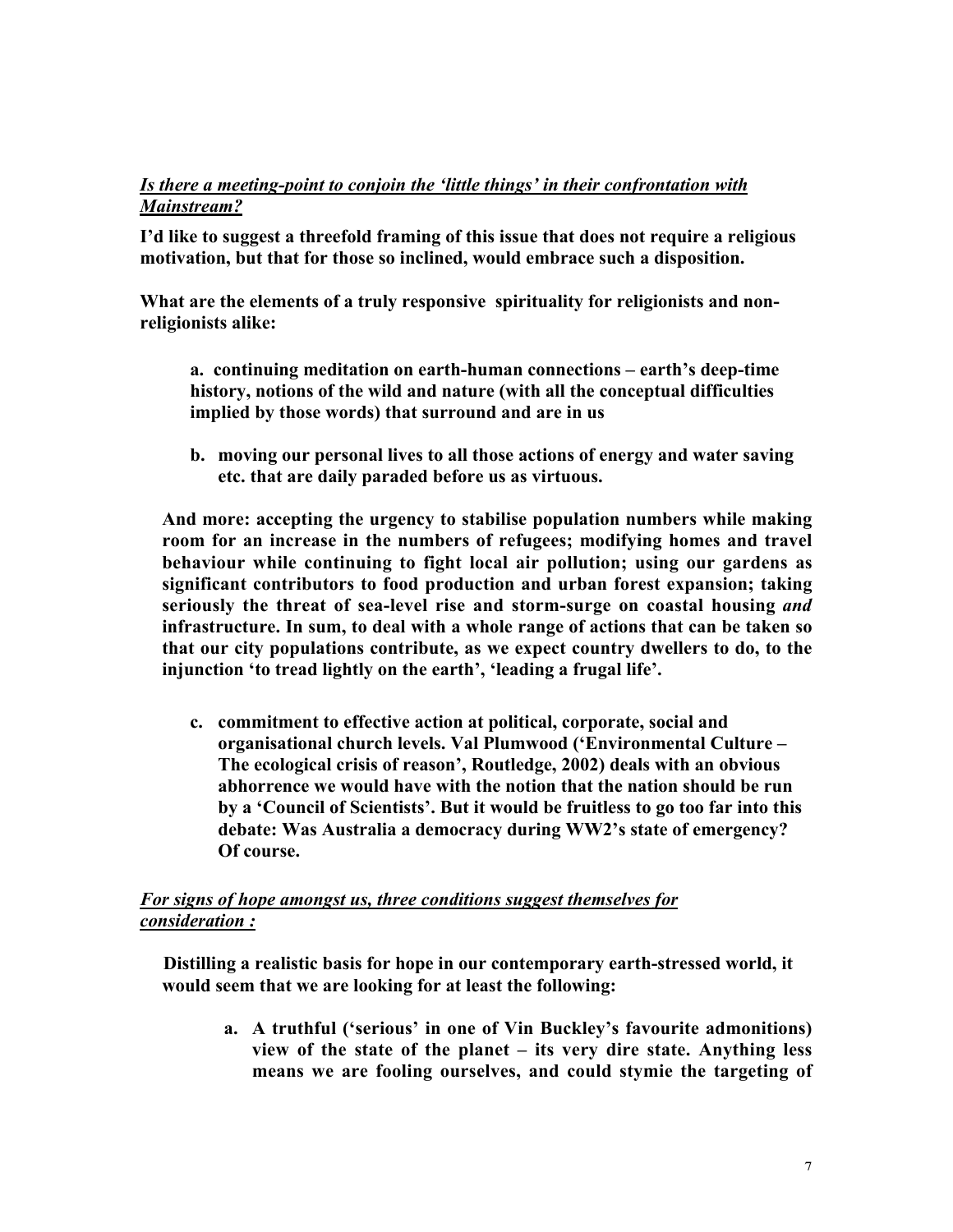***Is there a meeting-point to conjoin the 'little things' in their confrontation with Mainstream?***

**I'd like to suggest a threefold framing of this issue that does not require a religious motivation, but that for those so inclined, would embrace such a disposition.**

**What are the elements of a truly responsive spirituality for religionists and non-religionists alike:**

> **a. continuing meditation on earth-human connections – earth's deep-time history, notions of the wild and nature (with all the conceptual difficulties implied by those words) that surround and are in us**
>
> **b. moving our personal lives to all those actions of energy and water saving etc. that are daily paraded before us as virtuous.**

**And more: accepting the urgency to stabilise population numbers while making room for an increase in the numbers of refugees; modifying homes and travel behaviour while continuing to fight local air pollution; using our gardens as significant contributors to food production and urban forest expansion; taking seriously the threat of sea-level rise and storm-surge on coastal housing *and* infrastructure. In sum, to deal with a whole range of actions that can be taken so that our city populations contribute, as we expect country dwellers to do, to the injunction 'to tread lightly on the earth', 'leading a frugal life'.**

> **c. commitment to effective action at political, corporate, social and organisational church levels. Val Plumwood ('Environmental Culture – The ecological crisis of reason', Routledge, 2002) deals with an obvious abhorrence we would have with the notion that the nation should be run by a 'Council of Scientists'. But it would be fruitless to go too far into this debate: Was Australia a democracy during WW2's state of emergency? Of course.**

***For signs of hope amongst us, three conditions suggest themselves for consideration :***

**Distilling a realistic basis for hope in our contemporary earth-stressed world, it would seem that we are looking for at least the following:**

> **a. A truthful ('serious' in one of Vin Buckley's favourite admonitions) view of the state of the planet – its very dire state. Anything less means we are fooling ourselves, and could stymie the targeting of**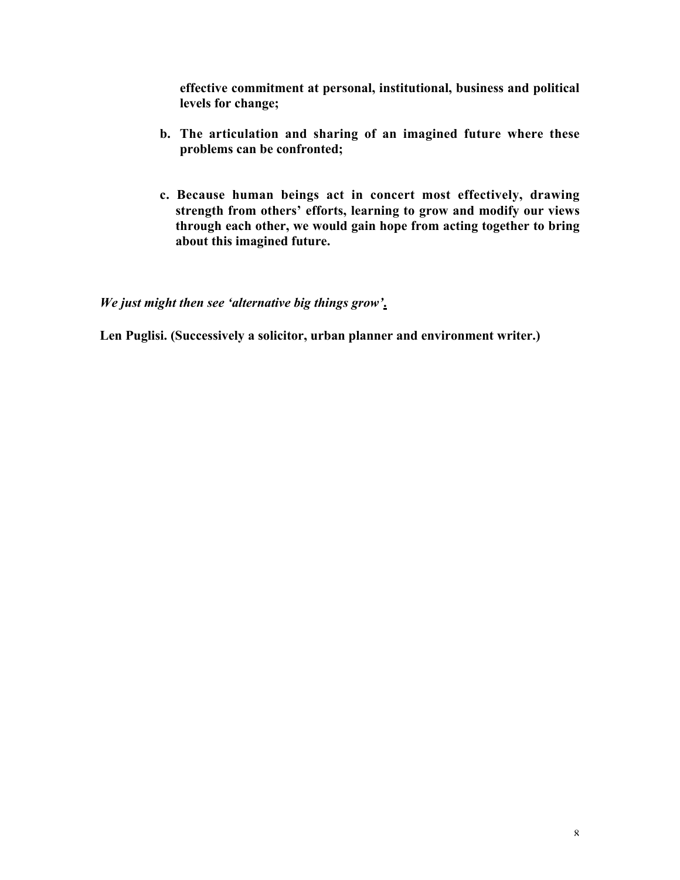**effective commitment at personal, institutional, business and political levels for change;**

**b. The articulation and sharing of an imagined future where these problems can be confronted;**

**c. Because human beings act in concert most effectively, drawing strength from others' efforts, learning to grow and modify our views through each other, we would gain hope from acting together to bring about this imagined future.**

***We just might then see 'alternative big things grow'.***

**Len Puglisi. (Successively a solicitor, urban planner and environment writer.)**